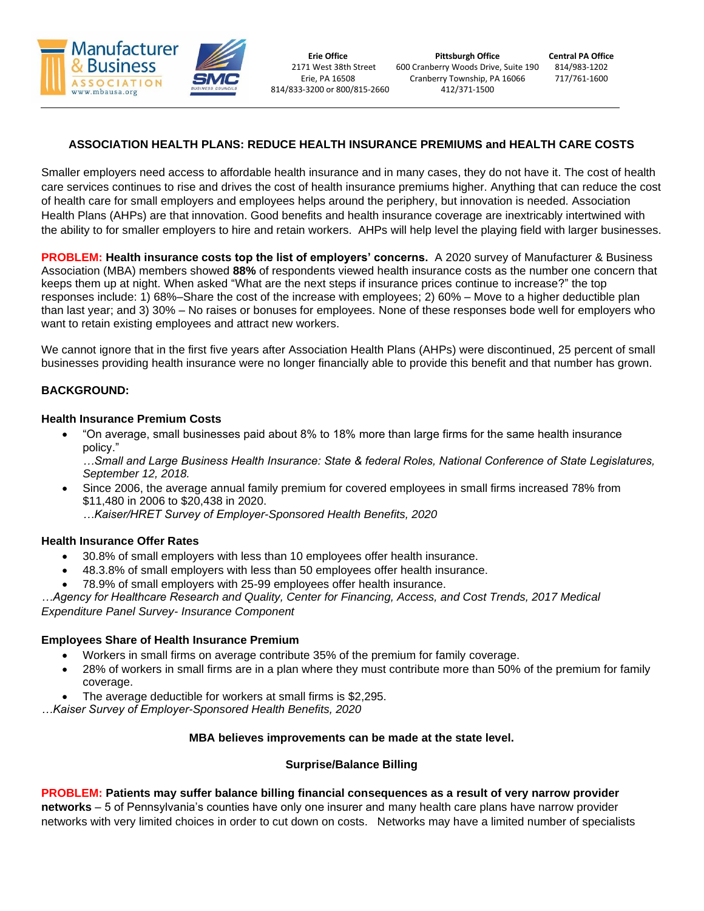Manufacturer & Business ASSOCIATION www.mbausa.org

SMC BUSINESS COUNCILS

**Erie Office**
2171 West 38th Street
Erie, PA 16508
814/833-3200 or 800/815-2660

**Pittsburgh Office**
600 Cranberry Woods Drive, Suite 190
Cranberry Township, PA 16066
412/371-1500

**Central PA Office**
814/983-1202
717/761-1600

---

## ASSOCIATION HEALTH PLANS: REDUCE HEALTH INSURANCE PREMIUMS and HEALTH CARE COSTS

Smaller employers need access to affordable health insurance and in many cases, they do not have it. The cost of health care services continues to rise and drives the cost of health insurance premiums higher. Anything that can reduce the cost of health care for small employers and employees helps around the periphery, but innovation is needed. Association Health Plans (AHPs) are that innovation. Good benefits and health insurance coverage are inextricably intertwined with the ability to for smaller employers to hire and retain workers. AHPs will help level the playing field with larger businesses.

**PROBLEM: Health insurance costs top the list of employers' concerns.** A 2020 survey of Manufacturer & Business Association (MBA) members showed **88%** of respondents viewed health insurance costs as the number one concern that keeps them up at night. When asked "What are the next steps if insurance prices continue to increase?" the top responses include: 1) 68%–Share the cost of the increase with employees; 2) 60% – Move to a higher deductible plan than last year; and 3) 30% – No raises or bonuses for employees. None of these responses bode well for employers who want to retain existing employees and attract new workers.

We cannot ignore that in the first five years after Association Health Plans (AHPs) were discontinued, 25 percent of small businesses providing health insurance were no longer financially able to provide this benefit and that number has grown.

### BACKGROUND:

**Health Insurance Premium Costs**

- "On average, small businesses paid about 8% to 18% more than large firms for the same health insurance policy."
  *…Small and Large Business Health Insurance: State & federal Roles, National Conference of State Legislatures, September 12, 2018.*
- Since 2006, the average annual family premium for covered employees in small firms increased 78% from $11,480 in 2006 to $20,438 in 2020.
  *…Kaiser/HRET Survey of Employer-Sponsored Health Benefits, 2020*

**Health Insurance Offer Rates**

- 30.8% of small employers with less than 10 employees offer health insurance.
- 48.3.8% of small employers with less than 50 employees offer health insurance.
- 78.9% of small employers with 25-99 employees offer health insurance.

*…Agency for Healthcare Research and Quality, Center for Financing, Access, and Cost Trends, 2017 Medical Expenditure Panel Survey- Insurance Component*

**Employees Share of Health Insurance Premium**

- Workers in small firms on average contribute 35% of the premium for family coverage.
- 28% of workers in small firms are in a plan where they must contribute more than 50% of the premium for family coverage.
- The average deductible for workers at small firms is $2,295.

*…Kaiser Survey of Employer-Sponsored Health Benefits, 2020*

**MBA believes improvements can be made at the state level.**

**Surprise/Balance Billing**

**PROBLEM: Patients may suffer balance billing financial consequences as a result of very narrow provider networks** – 5 of Pennsylvania's counties have only one insurer and many health care plans have narrow provider networks with very limited choices in order to cut down on costs. Networks may have a limited number of specialists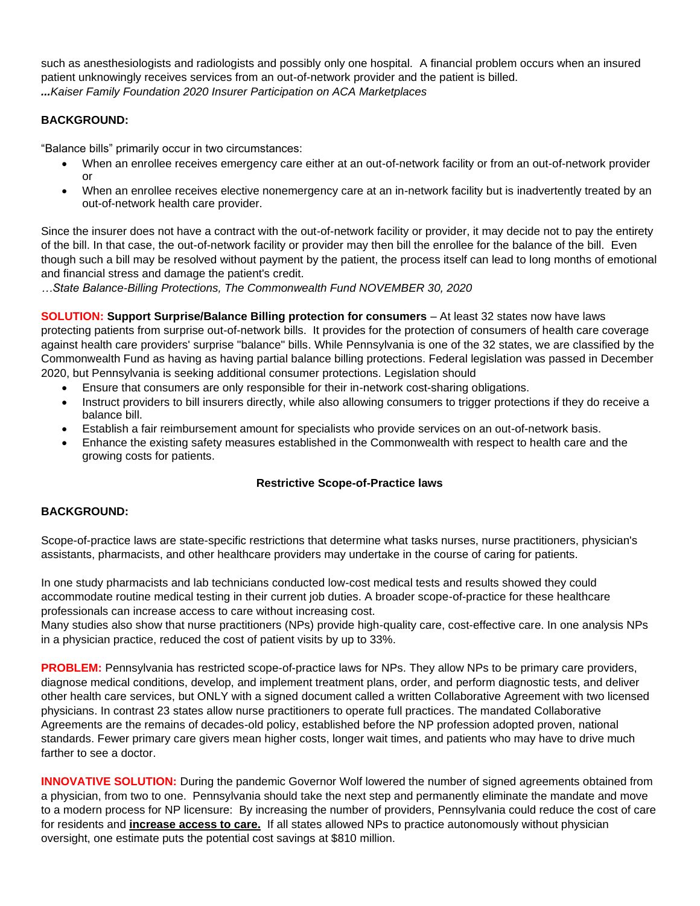such as anesthesiologists and radiologists and possibly only one hospital.  A financial problem occurs when an insured patient unknowingly receives services from an out-of-network provider and the patient is billed.
***...**Kaiser Family Foundation 2020 Insurer Participation on ACA Marketplaces*

**BACKGROUND:**

"Balance bills" primarily occur in two circumstances:

- When an enrollee receives emergency care either at an out-of-network facility or from an out-of-network provider or
- When an enrollee receives elective nonemergency care at an in-network facility but is inadvertently treated by an out-of-network health care provider.

Since the insurer does not have a contract with the out-of-network facility or provider, it may decide not to pay the entirety of the bill. In that case, the out-of-network facility or provider may then bill the enrollee for the balance of the bill.  Even though such a bill may be resolved without payment by the patient, the process itself can lead to long months of emotional and financial stress and damage the patient's credit.
*…State Balance-Billing Protections, The Commonwealth Fund NOVEMBER 30, 2020*

**SOLUTION: Support Surprise/Balance Billing protection for consumers** – At least 32 states now have laws protecting patients from surprise out-of-network bills.  It provides for the protection of consumers of health care coverage against health care providers' surprise "balance" bills. While Pennsylvania is one of the 32 states, we are classified by the Commonwealth Fund as having as having partial balance billing protections. Federal legislation was passed in December 2020, but Pennsylvania is seeking additional consumer protections. Legislation should

- Ensure that consumers are only responsible for their in-network cost-sharing obligations.
- Instruct providers to bill insurers directly, while also allowing consumers to trigger protections if they do receive a balance bill.
- Establish a fair reimbursement amount for specialists who provide services on an out-of-network basis.
- Enhance the existing safety measures established in the Commonwealth with respect to health care and the growing costs for patients.

### Restrictive Scope-of-Practice laws

**BACKGROUND:**

Scope-of-practice laws are state-specific restrictions that determine what tasks nurses, nurse practitioners, physician's assistants, pharmacists, and other healthcare providers may undertake in the course of caring for patients.

In one study pharmacists and lab technicians conducted low-cost medical tests and results showed they could accommodate routine medical testing in their current job duties. A broader scope-of-practice for these healthcare professionals can increase access to care without increasing cost.
Many studies also show that nurse practitioners (NPs) provide high-quality care, cost-effective care. In one analysis NPs in a physician practice, reduced the cost of patient visits by up to 33%.

**PROBLEM:** Pennsylvania has restricted scope-of-practice laws for NPs. They allow NPs to be primary care providers, diagnose medical conditions, develop, and implement treatment plans, order, and perform diagnostic tests, and deliver other health care services, but ONLY with a signed document called a written Collaborative Agreement with two licensed physicians. In contrast 23 states allow nurse practitioners to operate full practices. The mandated Collaborative Agreements are the remains of decades-old policy, established before the NP profession adopted proven, national standards. Fewer primary care givers mean higher costs, longer wait times, and patients who may have to drive much farther to see a doctor.

**INNOVATIVE SOLUTION:** During the pandemic Governor Wolf lowered the number of signed agreements obtained from a physician, from two to one.  Pennsylvania should take the next step and permanently eliminate the mandate and move to a modern process for NP licensure:  By increasing the number of providers, Pennsylvania could reduce the cost of care for residents and **increase access to care.**  If all states allowed NPs to practice autonomously without physician oversight, one estimate puts the potential cost savings at $810 million.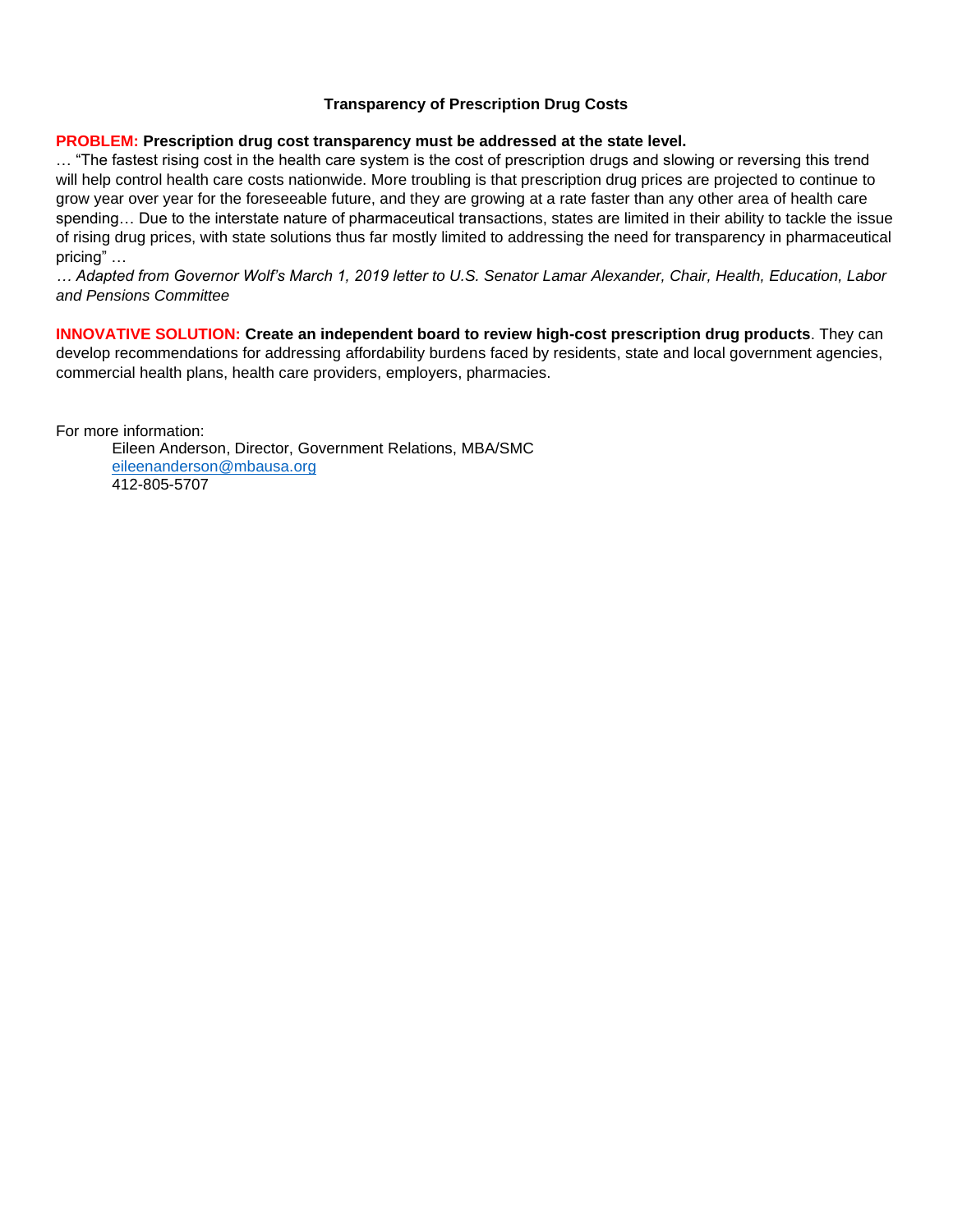**Transparency of Prescription Drug Costs**

**PROBLEM: Prescription drug cost transparency must be addressed at the state level.**

… "The fastest rising cost in the health care system is the cost of prescription drugs and slowing or reversing this trend will help control health care costs nationwide. More troubling is that prescription drug prices are projected to continue to grow year over year for the foreseeable future, and they are growing at a rate faster than any other area of health care spending… Due to the interstate nature of pharmaceutical transactions, states are limited in their ability to tackle the issue of rising drug prices, with state solutions thus far mostly limited to addressing the need for transparency in pharmaceutical pricing" …

*… Adapted from Governor Wolf's March 1, 2019 letter to U.S. Senator Lamar Alexander, Chair, Health, Education, Labor and Pensions Committee*

**INNOVATIVE SOLUTION: Create an independent board to review high-cost prescription drug products**. They can develop recommendations for addressing affordability burdens faced by residents, state and local government agencies, commercial health plans, health care providers, employers, pharmacies.

For more information:

Eileen Anderson, Director, Government Relations, MBA/SMC
eileenanderson@mbausa.org
412-805-5707